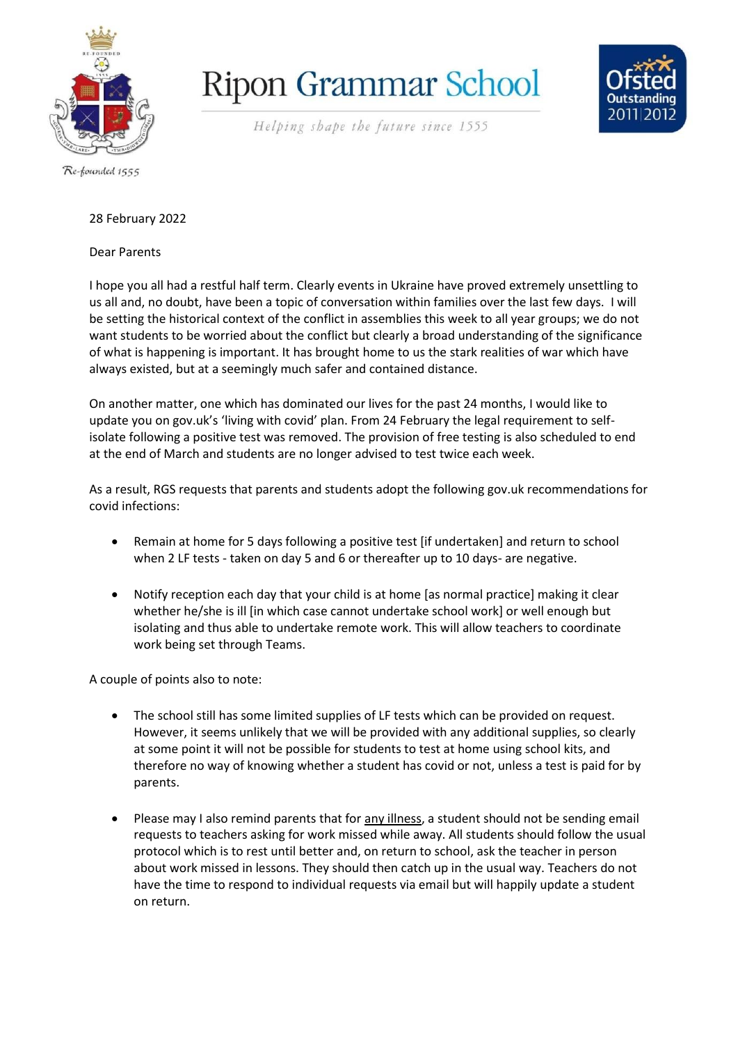# Ripon Grammar School

*Helping shape the future since 1555*

Re-founded 1555

28 February 2022

Dear Parents

I hope you all had a restful half term. Clearly events in Ukraine have proved extremely unsettling to us all and, no doubt, have been a topic of conversation within families over the last few days. I will be setting the historical context of the conflict in assemblies this week to all year groups; we do not want students to be worried about the conflict but clearly a broad understanding of the significance of what is happening is important. It has brought home to us the stark realities of war which have always existed, but at a seemingly much safer and contained distance.

On another matter, one which has dominated our lives for the past 24 months, I would like to update you on gov.uk's 'living with covid' plan. From 24 February the legal requirement to self-isolate following a positive test was removed. The provision of free testing is also scheduled to end at the end of March and students are no longer advised to test twice each week.

As a result, RGS requests that parents and students adopt the following gov.uk recommendations for covid infections:

- Remain at home for 5 days following a positive test [if undertaken] and return to school when 2 LF tests - taken on day 5 and 6 or thereafter up to 10 days- are negative.

- Notify reception each day that your child is at home [as normal practice] making it clear whether he/she is ill [in which case cannot undertake school work] or well enough but isolating and thus able to undertake remote work. This will allow teachers to coordinate work being set through Teams.

A couple of points also to note:

- The school still has some limited supplies of LF tests which can be provided on request. However, it seems unlikely that we will be provided with any additional supplies, so clearly at some point it will not be possible for students to test at home using school kits, and therefore no way of knowing whether a student has covid or not, unless a test is paid for by parents.

- Please may I also remind parents that for <u>any illness</u>, a student should not be sending email requests to teachers asking for work missed while away. All students should follow the usual protocol which is to rest until better and, on return to school, ask the teacher in person about work missed in lessons. They should then catch up in the usual way. Teachers do not have the time to respond to individual requests via email but will happily update a student on return.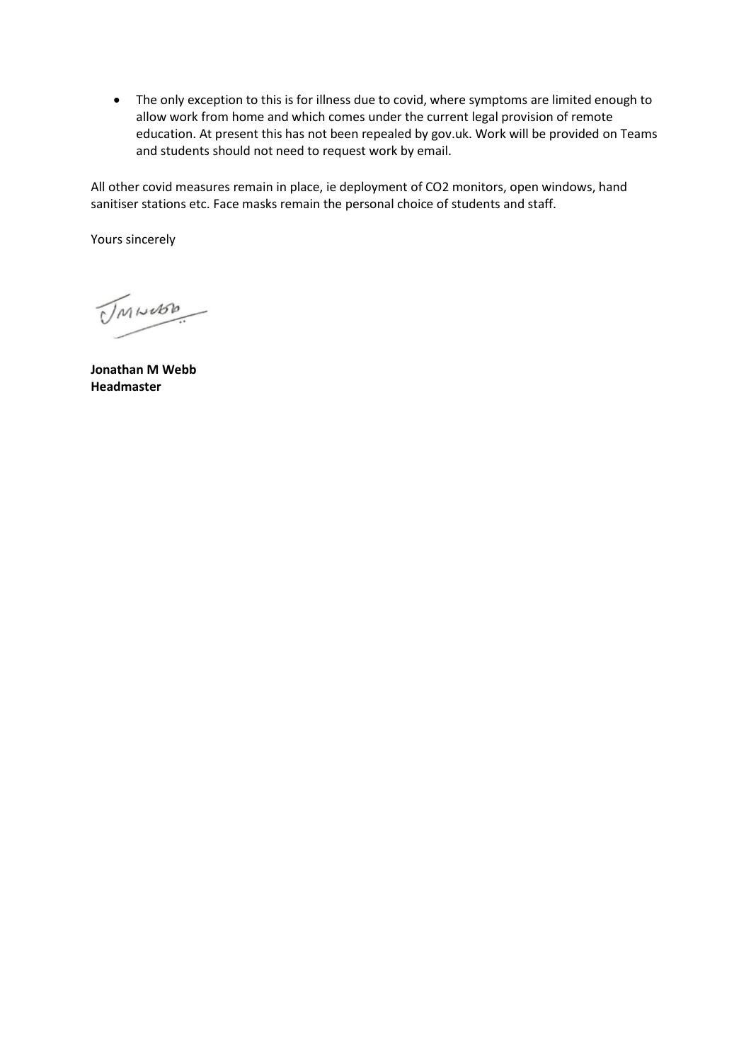- The only exception to this is for illness due to covid, where symptoms are limited enough to allow work from home and which comes under the current legal provision of remote education. At present this has not been repealed by gov.uk. Work will be provided on Teams and students should not need to request work by email.

All other covid measures remain in place, ie deployment of $CO_2$ monitors, open windows, hand sanitiser stations etc. Face masks remain the personal choice of students and staff.

Yours sincerely

**Jonathan M Webb**
**Headmaster**